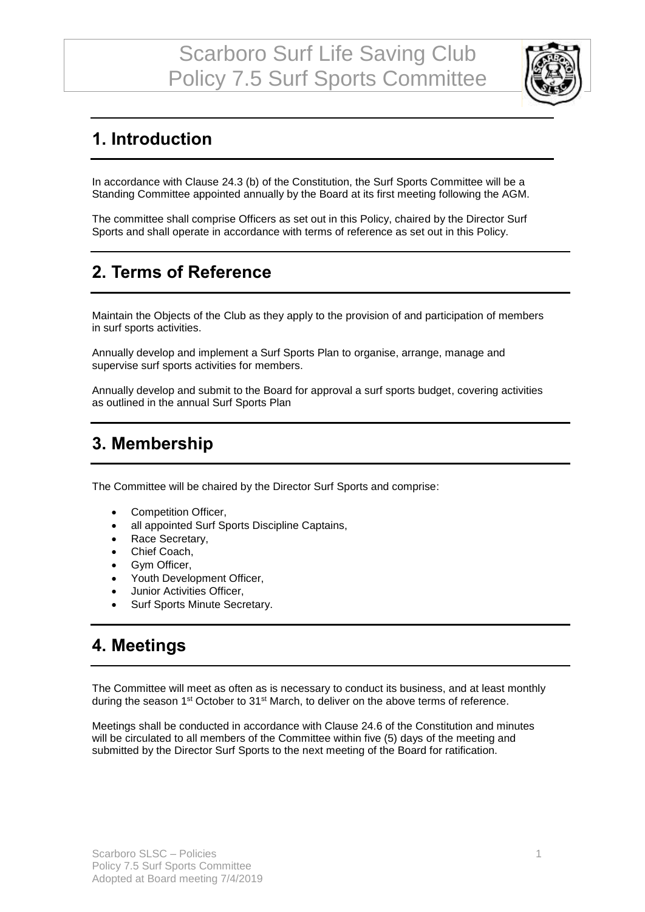# Scarboro Surf Life Saving Club Policy 7.5 Surf Sports Committee

## 1. Introduction

In accordance with Clause 24.3 (b) of the Constitution, the Surf Sports Committee will be a Standing Committee appointed annually by the Board at its first meeting following the AGM.

The committee shall comprise Officers as set out in this Policy, chaired by the Director Surf Sports and shall operate in accordance with terms of reference as set out in this Policy.

## 2. Terms of Reference

Maintain the Objects of the Club as they apply to the provision of and participation of members in surf sports activities.

Annually develop and implement a Surf Sports Plan to organise, arrange, manage and supervise surf sports activities for members.

Annually develop and submit to the Board for approval a surf sports budget, covering activities as outlined in the annual Surf Sports Plan

## 3. Membership

The Committee will be chaired by the Director Surf Sports and comprise:

- Competition Officer,
- all appointed Surf Sports Discipline Captains,
- Race Secretary,
- Chief Coach,
- Gym Officer,
- Youth Development Officer,
- Junior Activities Officer,
- Surf Sports Minute Secretary.

## 4. Meetings

The Committee will meet as often as is necessary to conduct its business, and at least monthly during the season 1st October to 31st March, to deliver on the above terms of reference.

Meetings shall be conducted in accordance with Clause 24.6 of the Constitution and minutes will be circulated to all members of the Committee within five (5) days of the meeting and submitted by the Director Surf Sports to the next meeting of the Board for ratification.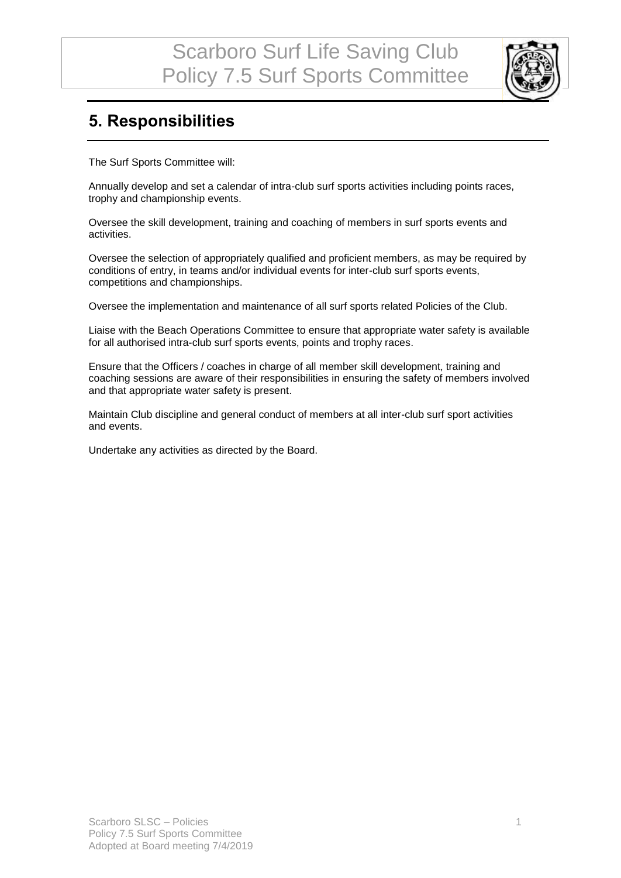## 5. Responsibilities

The Surf Sports Committee will:

Annually develop and set a calendar of intra-club surf sports activities including points races, trophy and championship events.

Oversee the skill development, training and coaching of members in surf sports events and activities.

Oversee the selection of appropriately qualified and proficient members, as may be required by conditions of entry, in teams and/or individual events for inter-club surf sports events, competitions and championships.

Oversee the implementation and maintenance of all surf sports related Policies of the Club.

Liaise with the Beach Operations Committee to ensure that appropriate water safety is available for all authorised intra-club surf sports events, points and trophy races.

Ensure that the Officers / coaches in charge of all member skill development, training and coaching sessions are aware of their responsibilities in ensuring the safety of members involved and that appropriate water safety is present.

Maintain Club discipline and general conduct of members at all inter-club surf sport activities and events.

Undertake any activities as directed by the Board.